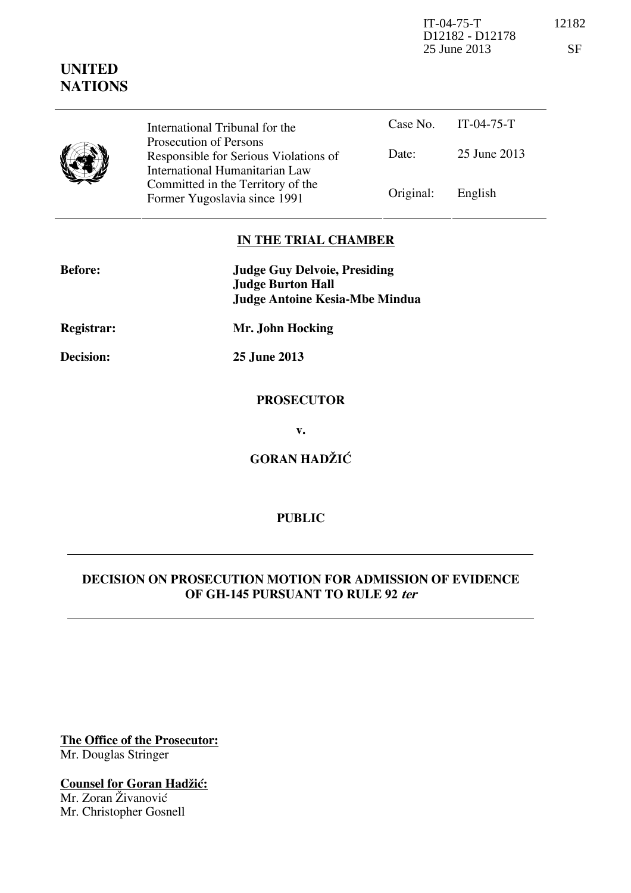IT-04-75-T 12182
D12182 - D12178
25 June 2013 SF

**UNITED NATIONS**

| International Tribunal for the Prosecution of Persons Responsible for Serious Violations of International Humanitarian Law Committed in the Territory of the Former Yugoslavia since 1991 | Case No. | IT-04-75-T |
|---|---|---|
| | Date: | 25 June 2013 |
| | Original: | English |

**IN THE TRIAL CHAMBER**

**Before:** **Judge Guy Delvoie, Presiding**
**Judge Burton Hall**
**Judge Antoine Kesia-Mbe Mindua**

**Registrar:** **Mr. John Hocking**

**Decision:** **25 June 2013**

**PROSECUTOR**

**v.**

**GORAN HADŽIĆ**

**PUBLIC**

**DECISION ON PROSECUTION MOTION FOR ADMISSION OF EVIDENCE OF GH-145 PURSUANT TO RULE 92 *ter***

**The Office of the Prosecutor:**
Mr. Douglas Stringer

**Counsel for Goran Hadžić:**
Mr. Zoran Živanović
Mr. Christopher Gosnell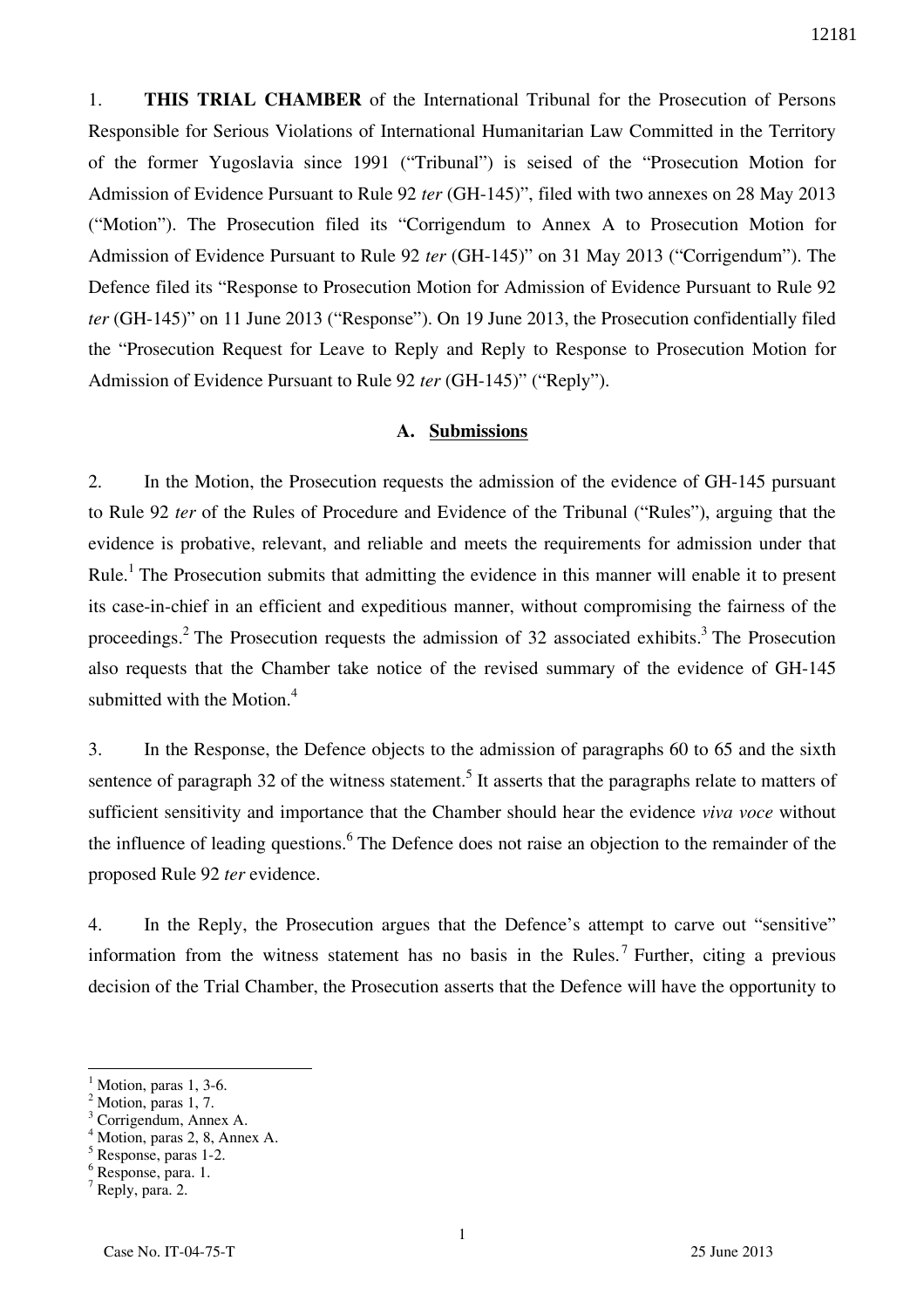1. **THIS TRIAL CHAMBER** of the International Tribunal for the Prosecution of Persons Responsible for Serious Violations of International Humanitarian Law Committed in the Territory of the former Yugoslavia since 1991 ("Tribunal") is seised of the "Prosecution Motion for Admission of Evidence Pursuant to Rule 92 *ter* (GH-145)", filed with two annexes on 28 May 2013 ("Motion"). The Prosecution filed its "Corrigendum to Annex A to Prosecution Motion for Admission of Evidence Pursuant to Rule 92 *ter* (GH-145)" on 31 May 2013 ("Corrigendum"). The Defence filed its "Response to Prosecution Motion for Admission of Evidence Pursuant to Rule 92 *ter* (GH-145)" on 11 June 2013 ("Response"). On 19 June 2013, the Prosecution confidentially filed the "Prosecution Request for Leave to Reply and Reply to Response to Prosecution Motion for Admission of Evidence Pursuant to Rule 92 *ter* (GH-145)" ("Reply").

## A. Submissions

2. In the Motion, the Prosecution requests the admission of the evidence of GH-145 pursuant to Rule 92 *ter* of the Rules of Procedure and Evidence of the Tribunal ("Rules"), arguing that the evidence is probative, relevant, and reliable and meets the requirements for admission under that Rule.[1] The Prosecution submits that admitting the evidence in this manner will enable it to present its case-in-chief in an efficient and expeditious manner, without compromising the fairness of the proceedings.[2] The Prosecution requests the admission of 32 associated exhibits.[3] The Prosecution also requests that the Chamber take notice of the revised summary of the evidence of GH-145 submitted with the Motion.[4]

3. In the Response, the Defence objects to the admission of paragraphs 60 to 65 and the sixth sentence of paragraph 32 of the witness statement.[5] It asserts that the paragraphs relate to matters of sufficient sensitivity and importance that the Chamber should hear the evidence *viva voce* without the influence of leading questions.[6] The Defence does not raise an objection to the remainder of the proposed Rule 92 *ter* evidence.

4. In the Reply, the Prosecution argues that the Defence's attempt to carve out "sensitive" information from the witness statement has no basis in the Rules.[7] Further, citing a previous decision of the Trial Chamber, the Prosecution asserts that the Defence will have the opportunity to

---

[1] Motion, paras 1, 3-6.
[2] Motion, paras 1, 7.
[3] Corrigendum, Annex A.
[4] Motion, paras 2, 8, Annex A.
[5] Response, paras 1-2.
[6] Response, para. 1.
[7] Reply, para. 2.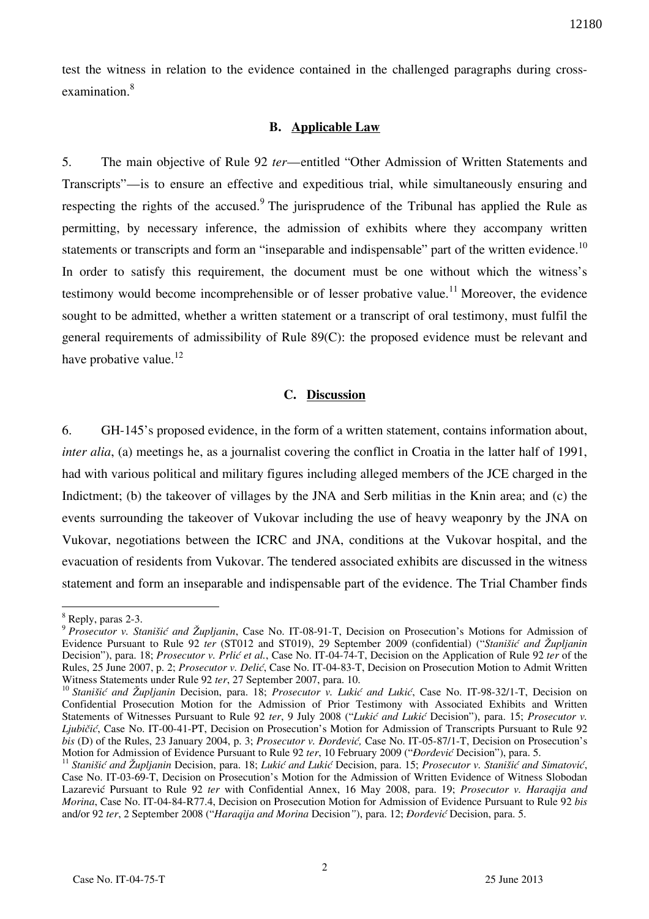test the witness in relation to the evidence contained in the challenged paragraphs during cross-examination.[8]

### B. Applicable Law

5. The main objective of Rule 92 *ter*—entitled "Other Admission of Written Statements and Transcripts"—is to ensure an effective and expeditious trial, while simultaneously ensuring and respecting the rights of the accused.[9] The jurisprudence of the Tribunal has applied the Rule as permitting, by necessary inference, the admission of exhibits where they accompany written statements or transcripts and form an "inseparable and indispensable" part of the written evidence.[10] In order to satisfy this requirement, the document must be one without which the witness's testimony would become incomprehensible or of lesser probative value.[11] Moreover, the evidence sought to be admitted, whether a written statement or a transcript of oral testimony, must fulfil the general requirements of admissibility of Rule 89(C): the proposed evidence must be relevant and have probative value.[12]

### C. Discussion

6. GH-145's proposed evidence, in the form of a written statement, contains information about, *inter alia*, (a) meetings he, as a journalist covering the conflict in Croatia in the latter half of 1991, had with various political and military figures including alleged members of the JCE charged in the Indictment; (b) the takeover of villages by the JNA and Serb militias in the Knin area; and (c) the events surrounding the takeover of Vukovar including the use of heavy weaponry by the JNA on Vukovar, negotiations between the ICRC and JNA, conditions at the Vukovar hospital, and the evacuation of residents from Vukovar. The tendered associated exhibits are discussed in the witness statement and form an inseparable and indispensable part of the evidence. The Trial Chamber finds

---

[8] Reply, paras 2-3.

[9] *Prosecutor v. Stanišić and Župljanin*, Case No. IT-08-91-T, Decision on Prosecution's Motions for Admission of Evidence Pursuant to Rule 92 *ter* (ST012 and ST019), 29 September 2009 (confidential) ("*Stanišić and Župljanin* Decision"), para. 18; *Prosecutor v. Prlić et al.*, Case No. IT-04-74-T, Decision on the Application of Rule 92 *ter* of the Rules, 25 June 2007, p. 2; *Prosecutor v. Delić*, Case No. IT-04-83-T, Decision on Prosecution Motion to Admit Written Witness Statements under Rule 92 *ter*, 27 September 2007, para. 10.

[10] *Stanišić and Župljanin* Decision, para. 18; *Prosecutor v. Lukić and Lukić*, Case No. IT-98-32/1-T, Decision on Confidential Prosecution Motion for the Admission of Prior Testimony with Associated Exhibits and Written Statements of Witnesses Pursuant to Rule 92 *ter*, 9 July 2008 ("*Lukić and Lukić* Decision"), para. 15; *Prosecutor v. Ljubičić*, Case No. IT-00-41-PT, Decision on Prosecution's Motion for Admission of Transcripts Pursuant to Rule 92 *bis* (D) of the Rules, 23 January 2004, p. 3; *Prosecutor v. Đorđević,* Case No. IT-05-87/1-T, Decision on Prosecution's Motion for Admission of Evidence Pursuant to Rule 92 *ter*, 10 February 2009 ("*Đorđević* Decision"), para. 5.

[11] *Stanišić and Župljanin* Decision, para. 18; *Lukić and Lukić* Decision, para. 15; *Prosecutor v. Stanišić and Simatović*, Case No. IT-03-69-T, Decision on Prosecution's Motion for the Admission of Written Evidence of Witness Slobodan Lazarević Pursuant to Rule 92 *ter* with Confidential Annex, 16 May 2008, para. 19; *Prosecutor v. Haraqija and Morina*, Case No. IT-04-84-R77.4, Decision on Prosecution Motion for Admission of Evidence Pursuant to Rule 92 *bis* and/or 92 *ter*, 2 September 2008 ("*Haraqija and Morina* Decision"), para. 12; *Đorđević* Decision, para. 5.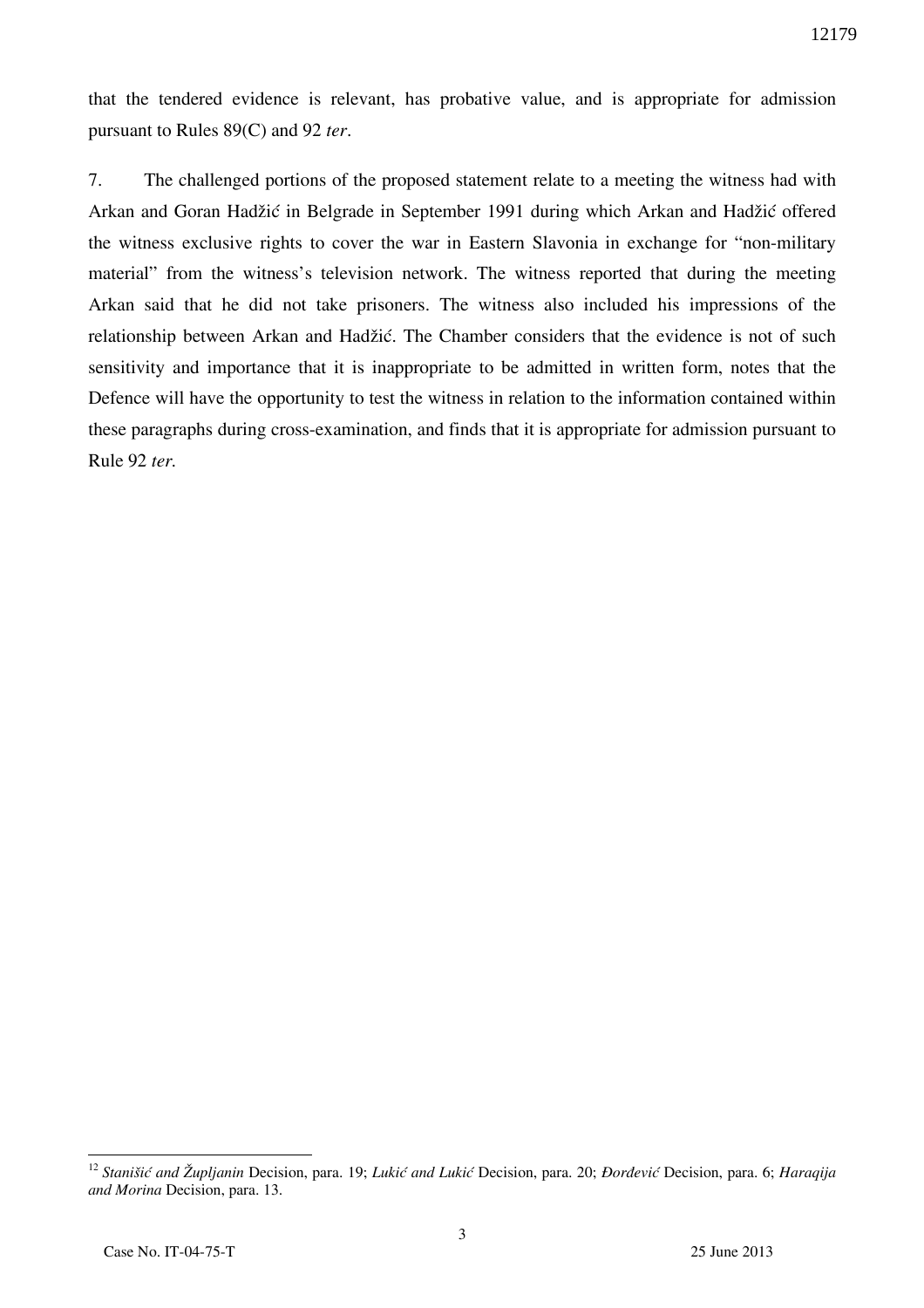that the tendered evidence is relevant, has probative value, and is appropriate for admission pursuant to Rules 89(C) and 92 *ter*.

7. The challenged portions of the proposed statement relate to a meeting the witness had with Arkan and Goran Hadžić in Belgrade in September 1991 during which Arkan and Hadžić offered the witness exclusive rights to cover the war in Eastern Slavonia in exchange for "non-military material" from the witness's television network. The witness reported that during the meeting Arkan said that he did not take prisoners. The witness also included his impressions of the relationship between Arkan and Hadžić. The Chamber considers that the evidence is not of such sensitivity and importance that it is inappropriate to be admitted in written form, notes that the Defence will have the opportunity to test the witness in relation to the information contained within these paragraphs during cross-examination, and finds that it is appropriate for admission pursuant to Rule 92 *ter*.

---

[12] *Stanišić and Župljanin* Decision, para. 19; *Lukić and Lukić* Decision, para. 20; *Đorđević* Decision, para. 6; *Haraqija and Morina* Decision, para. 13.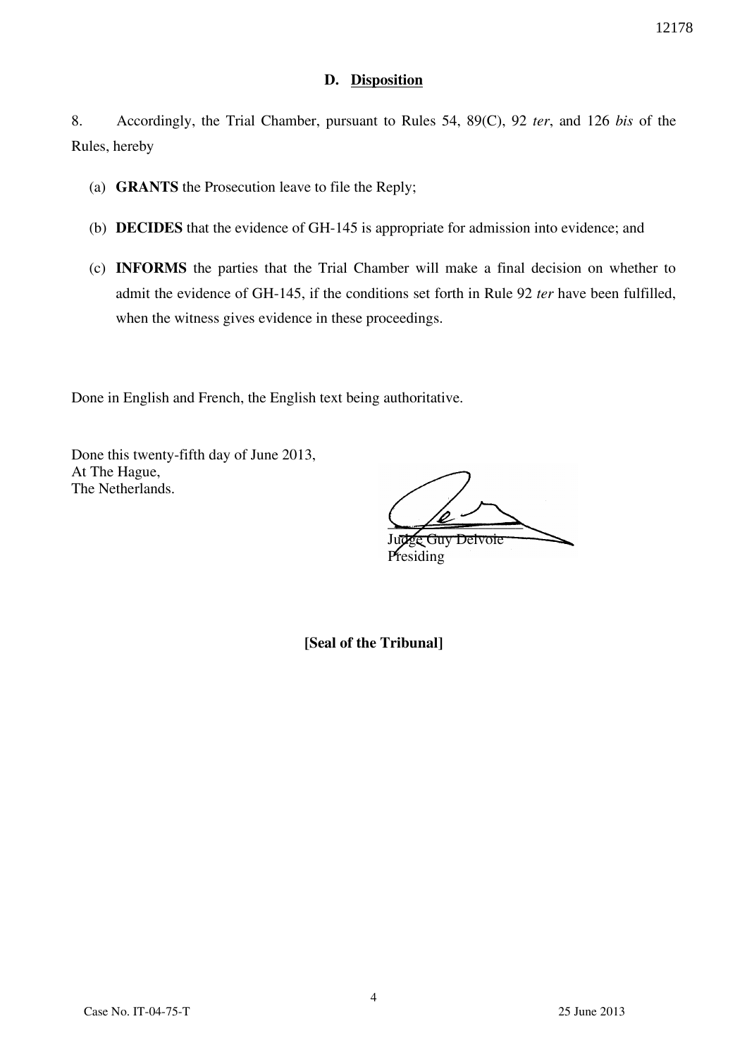### D. Disposition

8. Accordingly, the Trial Chamber, pursuant to Rules 54, 89(C), 92 *ter*, and 126 *bis* of the Rules, hereby

(a) **GRANTS** the Prosecution leave to file the Reply;

(b) **DECIDES** that the evidence of GH-145 is appropriate for admission into evidence; and

(c) **INFORMS** the parties that the Trial Chamber will make a final decision on whether to admit the evidence of GH-145, if the conditions set forth in Rule 92 *ter* have been fulfilled, when the witness gives evidence in these proceedings.

Done in English and French, the English text being authoritative.

Done this twenty-fifth day of June 2013,
At The Hague,
The Netherlands.

Judge Guy Delvoie
Presiding

**[Seal of the Tribunal]**